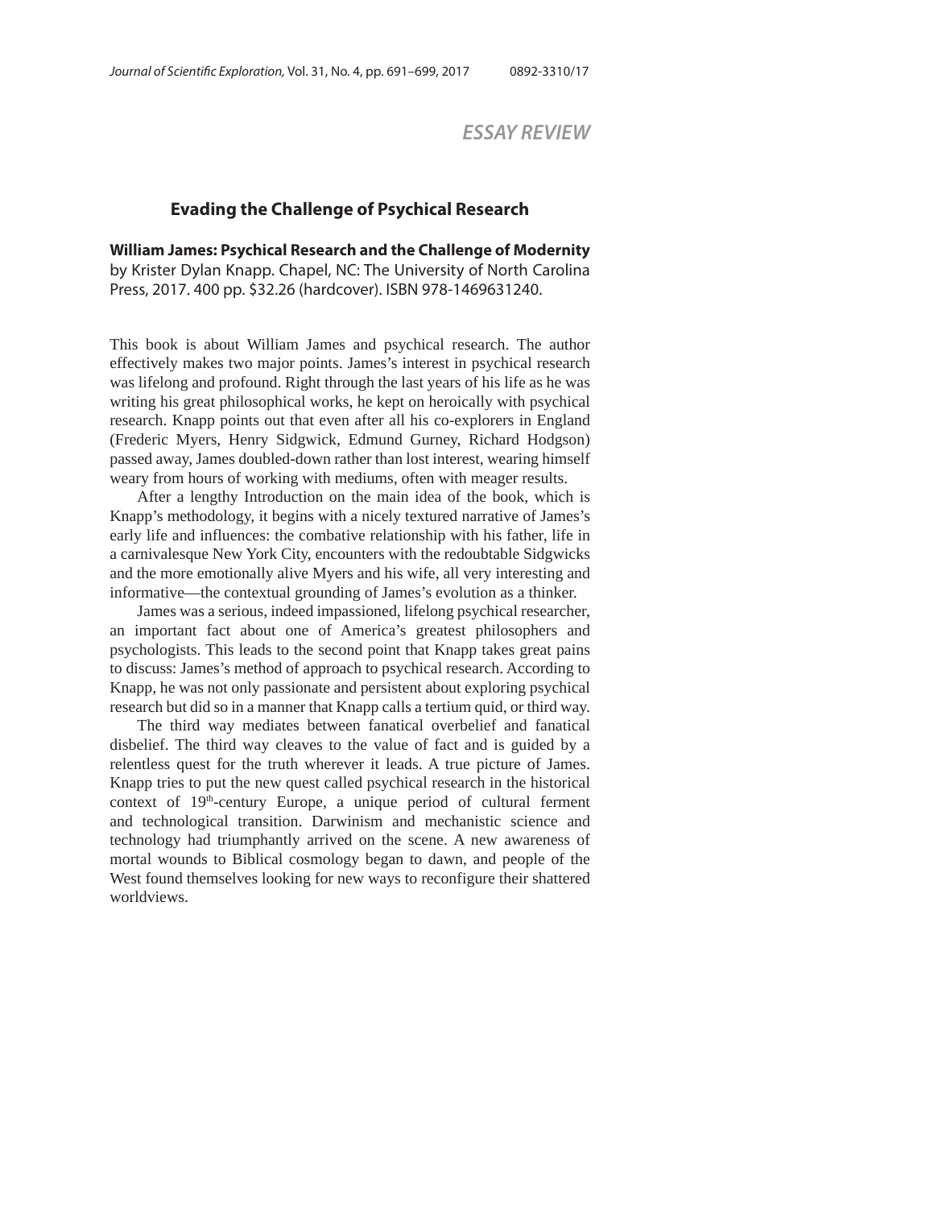*ESSAY REVIEW*

## Evading the Challenge of Psychical Research

**William James: Psychical Research and the Challenge of Modernity** by Krister Dylan Knapp. Chapel, NC: The University of North Carolina Press, 2017. 400 pp. $32.26 (hardcover). ISBN 978-1469631240.

This book is about William James and psychical research. The author effectively makes two major points. James's interest in psychical research was lifelong and profound. Right through the last years of his life as he was writing his great philosophical works, he kept on heroically with psychical research. Knapp points out that even after all his co-explorers in England (Frederic Myers, Henry Sidgwick, Edmund Gurney, Richard Hodgson) passed away, James doubled-down rather than lost interest, wearing himself weary from hours of working with mediums, often with meager results.

After a lengthy Introduction on the main idea of the book, which is Knapp's methodology, it begins with a nicely textured narrative of James's early life and influences: the combative relationship with his father, life in a carnivalesque New York City, encounters with the redoubtable Sidgwicks and the more emotionally alive Myers and his wife, all very interesting and informative—the contextual grounding of James's evolution as a thinker.

James was a serious, indeed impassioned, lifelong psychical researcher, an important fact about one of America's greatest philosophers and psychologists. This leads to the second point that Knapp takes great pains to discuss: James's method of approach to psychical research. According to Knapp, he was not only passionate and persistent about exploring psychical research but did so in a manner that Knapp calls a tertium quid, or third way.

The third way mediates between fanatical overbelief and fanatical disbelief. The third way cleaves to the value of fact and is guided by a relentless quest for the truth wherever it leads. A true picture of James. Knapp tries to put the new quest called psychical research in the historical context of 19th-century Europe, a unique period of cultural ferment and technological transition. Darwinism and mechanistic science and technology had triumphantly arrived on the scene. A new awareness of mortal wounds to Biblical cosmology began to dawn, and people of the West found themselves looking for new ways to reconfigure their shattered worldviews.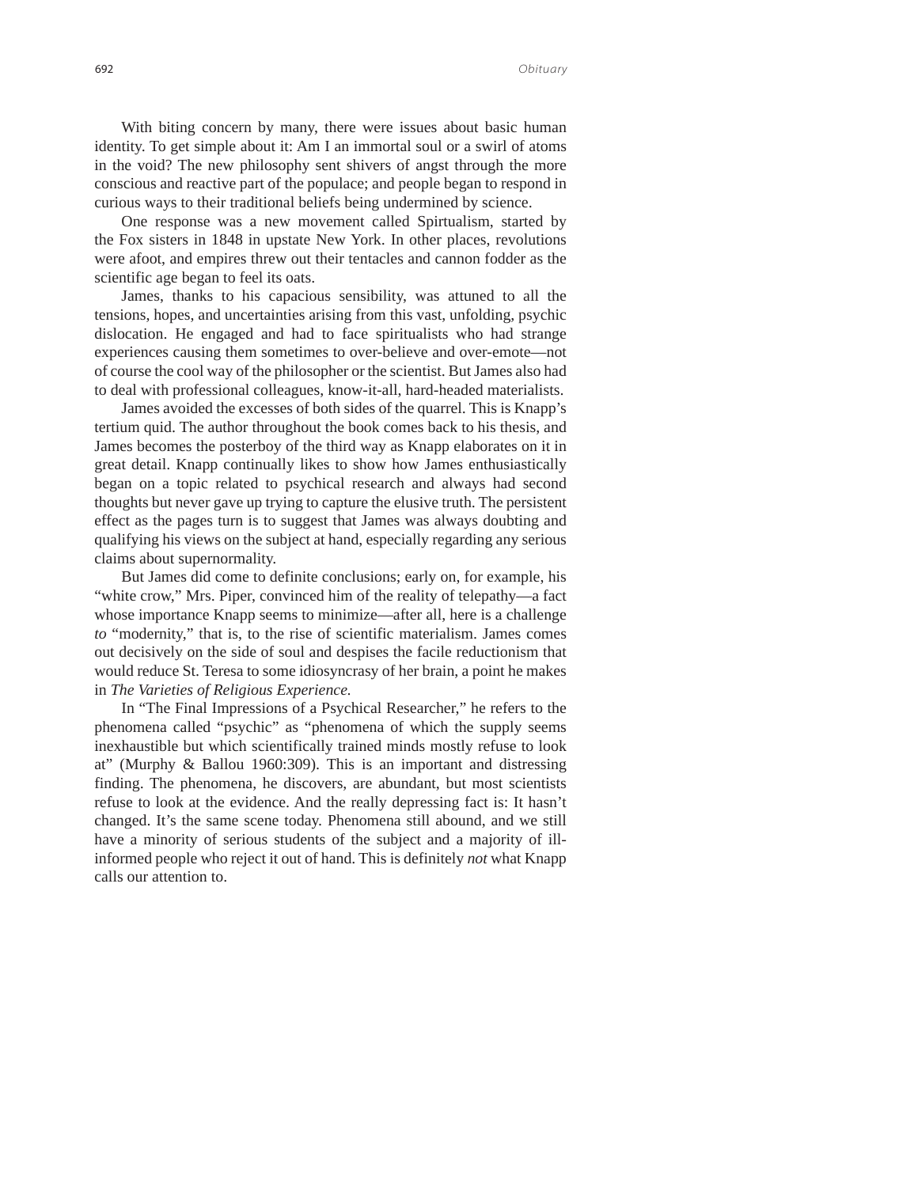With biting concern by many, there were issues about basic human identity. To get simple about it: Am I an immortal soul or a swirl of atoms in the void? The new philosophy sent shivers of angst through the more conscious and reactive part of the populace; and people began to respond in curious ways to their traditional beliefs being undermined by science.

One response was a new movement called Spirtualism, started by the Fox sisters in 1848 in upstate New York. In other places, revolutions were afoot, and empires threw out their tentacles and cannon fodder as the scientific age began to feel its oats.

James, thanks to his capacious sensibility, was attuned to all the tensions, hopes, and uncertainties arising from this vast, unfolding, psychic dislocation. He engaged and had to face spiritualists who had strange experiences causing them sometimes to over-believe and over-emote—not of course the cool way of the philosopher or the scientist. But James also had to deal with professional colleagues, know-it-all, hard-headed materialists.

James avoided the excesses of both sides of the quarrel. This is Knapp's tertium quid. The author throughout the book comes back to his thesis, and James becomes the posterboy of the third way as Knapp elaborates on it in great detail. Knapp continually likes to show how James enthusiastically began on a topic related to psychical research and always had second thoughts but never gave up trying to capture the elusive truth. The persistent effect as the pages turn is to suggest that James was always doubting and qualifying his views on the subject at hand, especially regarding any serious claims about supernormality.

But James did come to definite conclusions; early on, for example, his "white crow," Mrs. Piper, convinced him of the reality of telepathy—a fact whose importance Knapp seems to minimize—after all, here is a challenge *to* "modernity," that is, to the rise of scientific materialism. James comes out decisively on the side of soul and despises the facile reductionism that would reduce St. Teresa to some idiosyncrasy of her brain, a point he makes in *The Varieties of Religious Experience.*

In "The Final Impressions of a Psychical Researcher," he refers to the phenomena called "psychic" as "phenomena of which the supply seems inexhaustible but which scientifically trained minds mostly refuse to look at" (Murphy & Ballou 1960:309). This is an important and distressing finding. The phenomena, he discovers, are abundant, but most scientists refuse to look at the evidence. And the really depressing fact is: It hasn't changed. It's the same scene today. Phenomena still abound, and we still have a minority of serious students of the subject and a majority of ill-informed people who reject it out of hand. This is definitely *not* what Knapp calls our attention to.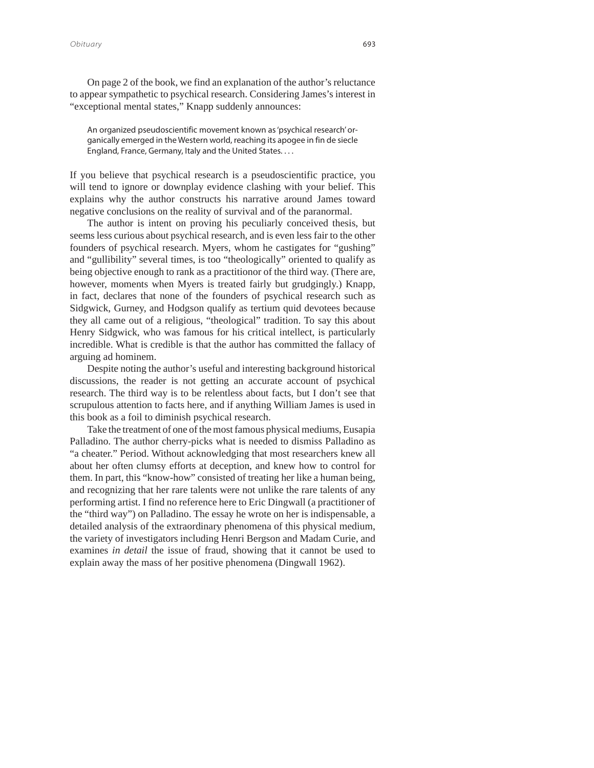On page 2 of the book, we find an explanation of the author's reluctance to appear sympathetic to psychical research. Considering James's interest in "exceptional mental states," Knapp suddenly announces:

> An organized pseudoscientific movement known as 'psychical research' organically emerged in the Western world, reaching its apogee in fin de siecle England, France, Germany, Italy and the United States. . . .

If you believe that psychical research is a pseudoscientific practice, you will tend to ignore or downplay evidence clashing with your belief. This explains why the author constructs his narrative around James toward negative conclusions on the reality of survival and of the paranormal.

The author is intent on proving his peculiarly conceived thesis, but seems less curious about psychical research, and is even less fair to the other founders of psychical research. Myers, whom he castigates for "gushing" and "gullibility" several times, is too "theologically" oriented to qualify as being objective enough to rank as a practitionor of the third way. (There are, however, moments when Myers is treated fairly but grudgingly.) Knapp, in fact, declares that none of the founders of psychical research such as Sidgwick, Gurney, and Hodgson qualify as tertium quid devotees because they all came out of a religious, "theological" tradition. To say this about Henry Sidgwick, who was famous for his critical intellect, is particularly incredible. What is credible is that the author has committed the fallacy of arguing ad hominem.

Despite noting the author's useful and interesting background historical discussions, the reader is not getting an accurate account of psychical research. The third way is to be relentless about facts, but I don't see that scrupulous attention to facts here, and if anything William James is used in this book as a foil to diminish psychical research.

Take the treatment of one of the most famous physical mediums, Eusapia Palladino. The author cherry-picks what is needed to dismiss Palladino as "a cheater." Period. Without acknowledging that most researchers knew all about her often clumsy efforts at deception, and knew how to control for them. In part, this "know-how" consisted of treating her like a human being, and recognizing that her rare talents were not unlike the rare talents of any performing artist. I find no reference here to Eric Dingwall (a practitioner of the "third way") on Palladino. The essay he wrote on her is indispensable, a detailed analysis of the extraordinary phenomena of this physical medium, the variety of investigators including Henri Bergson and Madam Curie, and examines *in detail* the issue of fraud, showing that it cannot be used to explain away the mass of her positive phenomena (Dingwall 1962).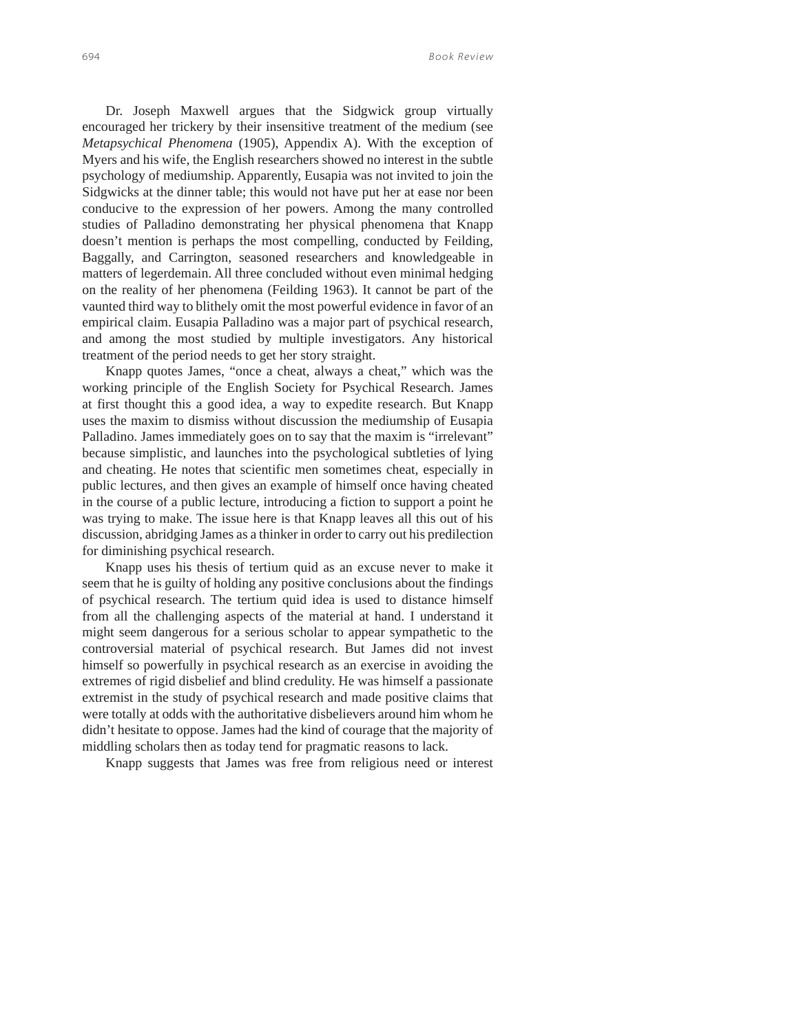Dr. Joseph Maxwell argues that the Sidgwick group virtually encouraged her trickery by their insensitive treatment of the medium (see *Metapsychical Phenomena* (1905), Appendix A). With the exception of Myers and his wife, the English researchers showed no interest in the subtle psychology of mediumship. Apparently, Eusapia was not invited to join the Sidgwicks at the dinner table; this would not have put her at ease nor been conducive to the expression of her powers. Among the many controlled studies of Palladino demonstrating her physical phenomena that Knapp doesn't mention is perhaps the most compelling, conducted by Feilding, Baggally, and Carrington, seasoned researchers and knowledgeable in matters of legerdemain. All three concluded without even minimal hedging on the reality of her phenomena (Feilding 1963). It cannot be part of the vaunted third way to blithely omit the most powerful evidence in favor of an empirical claim. Eusapia Palladino was a major part of psychical research, and among the most studied by multiple investigators. Any historical treatment of the period needs to get her story straight.

Knapp quotes James, "once a cheat, always a cheat," which was the working principle of the English Society for Psychical Research. James at first thought this a good idea, a way to expedite research. But Knapp uses the maxim to dismiss without discussion the mediumship of Eusapia Palladino. James immediately goes on to say that the maxim is "irrelevant" because simplistic, and launches into the psychological subtleties of lying and cheating. He notes that scientific men sometimes cheat, especially in public lectures, and then gives an example of himself once having cheated in the course of a public lecture, introducing a fiction to support a point he was trying to make. The issue here is that Knapp leaves all this out of his discussion, abridging James as a thinker in order to carry out his predilection for diminishing psychical research.

Knapp uses his thesis of tertium quid as an excuse never to make it seem that he is guilty of holding any positive conclusions about the findings of psychical research. The tertium quid idea is used to distance himself from all the challenging aspects of the material at hand. I understand it might seem dangerous for a serious scholar to appear sympathetic to the controversial material of psychical research. But James did not invest himself so powerfully in psychical research as an exercise in avoiding the extremes of rigid disbelief and blind credulity. He was himself a passionate extremist in the study of psychical research and made positive claims that were totally at odds with the authoritative disbelievers around him whom he didn't hesitate to oppose. James had the kind of courage that the majority of middling scholars then as today tend for pragmatic reasons to lack.

Knapp suggests that James was free from religious need or interest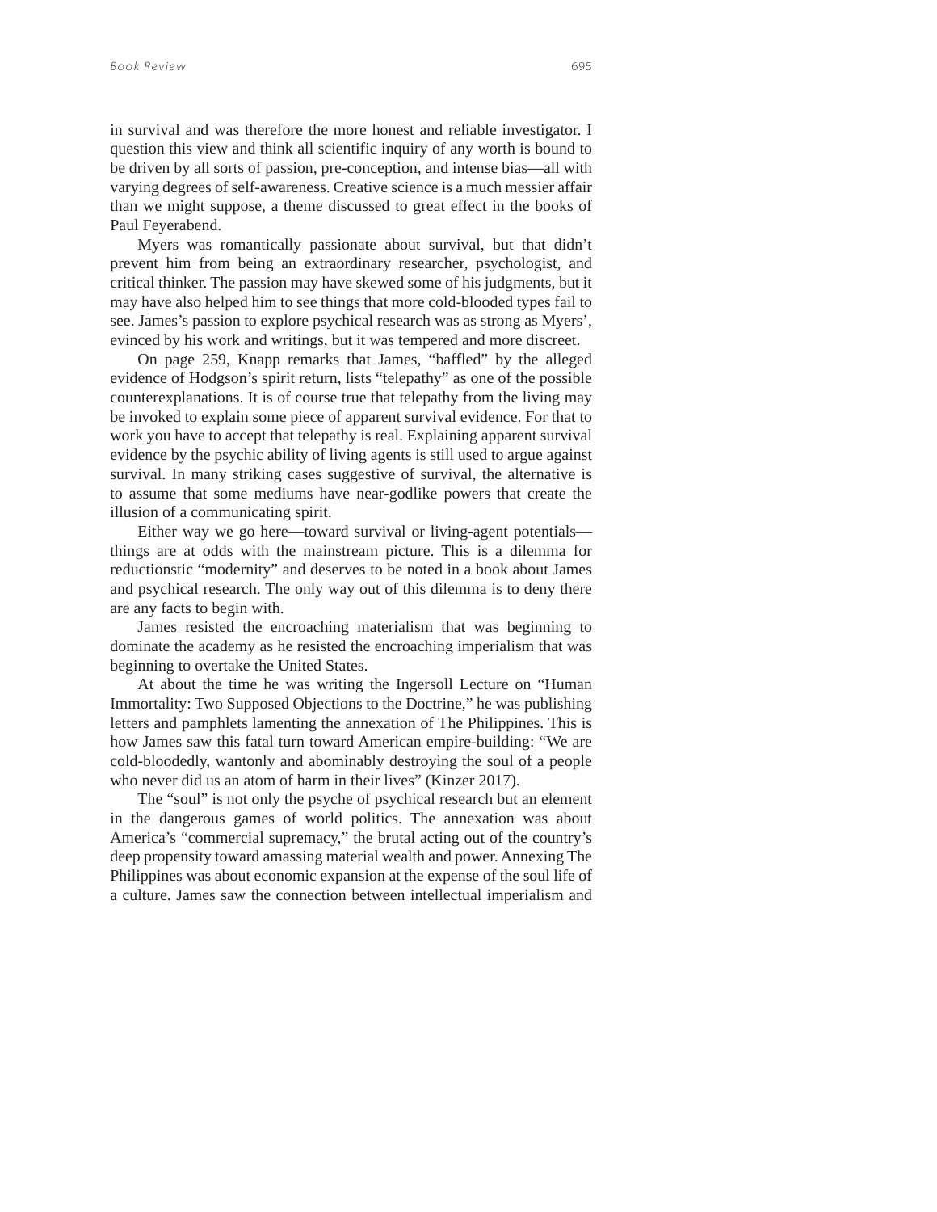in survival and was therefore the more honest and reliable investigator. I question this view and think all scientific inquiry of any worth is bound to be driven by all sorts of passion, pre-conception, and intense bias—all with varying degrees of self-awareness. Creative science is a much messier affair than we might suppose, a theme discussed to great effect in the books of Paul Feyerabend.

Myers was romantically passionate about survival, but that didn't prevent him from being an extraordinary researcher, psychologist, and critical thinker. The passion may have skewed some of his judgments, but it may have also helped him to see things that more cold-blooded types fail to see. James's passion to explore psychical research was as strong as Myers', evinced by his work and writings, but it was tempered and more discreet.

On page 259, Knapp remarks that James, "baffled" by the alleged evidence of Hodgson's spirit return, lists "telepathy" as one of the possible counterexplanations. It is of course true that telepathy from the living may be invoked to explain some piece of apparent survival evidence. For that to work you have to accept that telepathy is real. Explaining apparent survival evidence by the psychic ability of living agents is still used to argue against survival. In many striking cases suggestive of survival, the alternative is to assume that some mediums have near-godlike powers that create the illusion of a communicating spirit.

Either way we go here—toward survival or living-agent potentials—things are at odds with the mainstream picture. This is a dilemma for reductionstic "modernity" and deserves to be noted in a book about James and psychical research. The only way out of this dilemma is to deny there are any facts to begin with.

James resisted the encroaching materialism that was beginning to dominate the academy as he resisted the encroaching imperialism that was beginning to overtake the United States.

At about the time he was writing the Ingersoll Lecture on "Human Immortality: Two Supposed Objections to the Doctrine," he was publishing letters and pamphlets lamenting the annexation of The Philippines. This is how James saw this fatal turn toward American empire-building: "We are cold-bloodedly, wantonly and abominably destroying the soul of a people who never did us an atom of harm in their lives" (Kinzer 2017).

The "soul" is not only the psyche of psychical research but an element in the dangerous games of world politics. The annexation was about America's "commercial supremacy," the brutal acting out of the country's deep propensity toward amassing material wealth and power. Annexing The Philippines was about economic expansion at the expense of the soul life of a culture. James saw the connection between intellectual imperialism and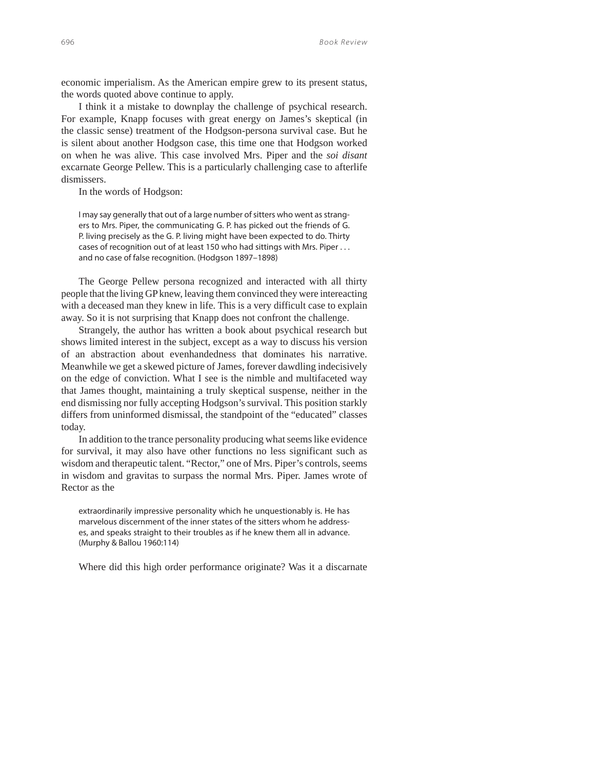economic imperialism. As the American empire grew to its present status, the words quoted above continue to apply.

I think it a mistake to downplay the challenge of psychical research. For example, Knapp focuses with great energy on James's skeptical (in the classic sense) treatment of the Hodgson-persona survival case. But he is silent about another Hodgson case, this time one that Hodgson worked on when he was alive. This case involved Mrs. Piper and the *soi disant* excarnate George Pellew. This is a particularly challenging case to afterlife dismissers.

In the words of Hodgson:

> I may say generally that out of a large number of sitters who went as strangers to Mrs. Piper, the communicating G. P. has picked out the friends of G. P. living precisely as the G. P. living might have been expected to do. Thirty cases of recognition out of at least 150 who had sittings with Mrs. Piper . . . and no case of false recognition. (Hodgson 1897–1898)

The George Pellew persona recognized and interacted with all thirty people that the living GP knew, leaving them convinced they were intereacting with a deceased man they knew in life. This is a very difficult case to explain away. So it is not surprising that Knapp does not confront the challenge.

Strangely, the author has written a book about psychical research but shows limited interest in the subject, except as a way to discuss his version of an abstraction about evenhandedness that dominates his narrative. Meanwhile we get a skewed picture of James, forever dawdling indecisively on the edge of conviction. What I see is the nimble and multifaceted way that James thought, maintaining a truly skeptical suspense, neither in the end dismissing nor fully accepting Hodgson's survival. This position starkly differs from uninformed dismissal, the standpoint of the "educated" classes today.

In addition to the trance personality producing what seems like evidence for survival, it may also have other functions no less significant such as wisdom and therapeutic talent. "Rector," one of Mrs. Piper's controls, seems in wisdom and gravitas to surpass the normal Mrs. Piper. James wrote of Rector as the

> extraordinarily impressive personality which he unquestionably is. He has marvelous discernment of the inner states of the sitters whom he addresses, and speaks straight to their troubles as if he knew them all in advance. (Murphy & Ballou 1960:114)

Where did this high order performance originate? Was it a discarnate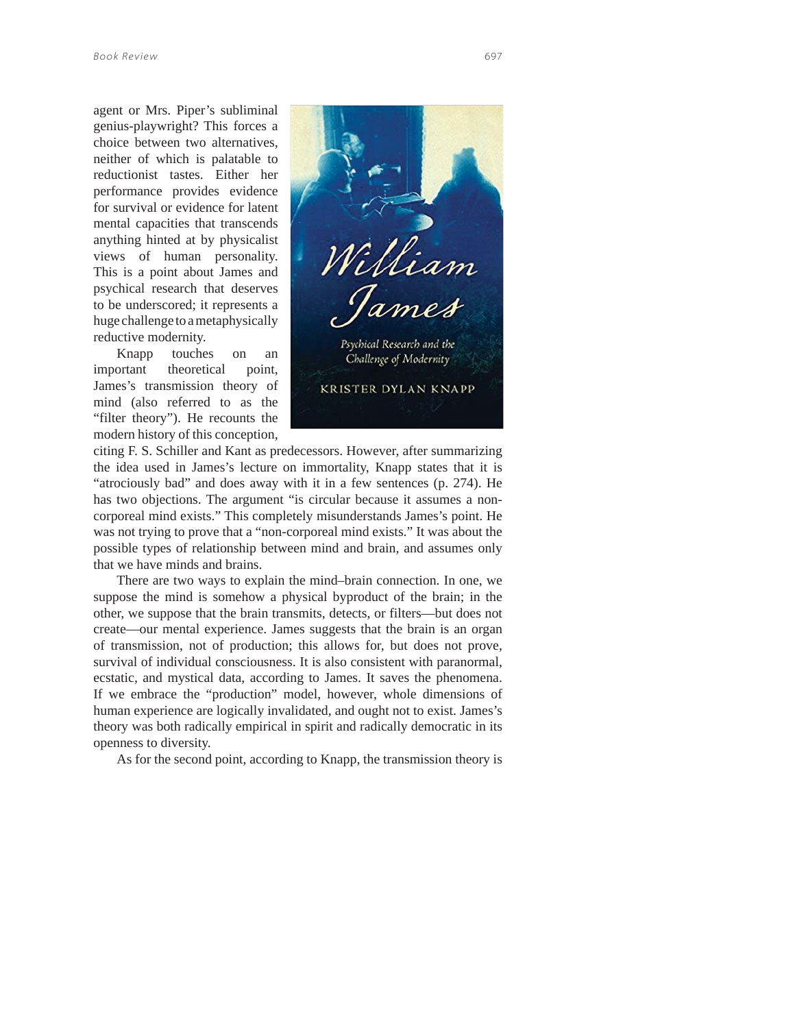agent or Mrs. Piper's subliminal genius-playwright? This forces a choice between two alternatives, neither of which is palatable to reductionist tastes. Either her performance provides evidence for survival or evidence for latent mental capacities that transcends anything hinted at by physicalist views of human personality. This is a point about James and psychical research that deserves to be underscored; it represents a huge challenge to a metaphysically reductive modernity.

Knapp touches on an important theoretical point, James's transmission theory of mind (also referred to as the "filter theory"). He recounts the modern history of this conception, citing F. S. Schiller and Kant as predecessors. However, after summarizing the idea used in James's lecture on immortality, Knapp states that it is "atrociously bad" and does away with it in a few sentences (p. 274). He has two objections. The argument "is circular because it assumes a non-corporeal mind exists." This completely misunderstands James's point. He was not trying to prove that a "non-corporeal mind exists." It was about the possible types of relationship between mind and brain, and assumes only that we have minds and brains.

There are two ways to explain the mind–brain connection. In one, we suppose the mind is somehow a physical byproduct of the brain; in the other, we suppose that the brain transmits, detects, or filters—but does not create—our mental experience. James suggests that the brain is an organ of transmission, not of production; this allows for, but does not prove, survival of individual consciousness. It is also consistent with paranormal, ecstatic, and mystical data, according to James. It saves the phenomena. If we embrace the "production" model, however, whole dimensions of human experience are logically invalidated, and ought not to exist. James's theory was both radically empirical in spirit and radically democratic in its openness to diversity.

As for the second point, according to Knapp, the transmission theory is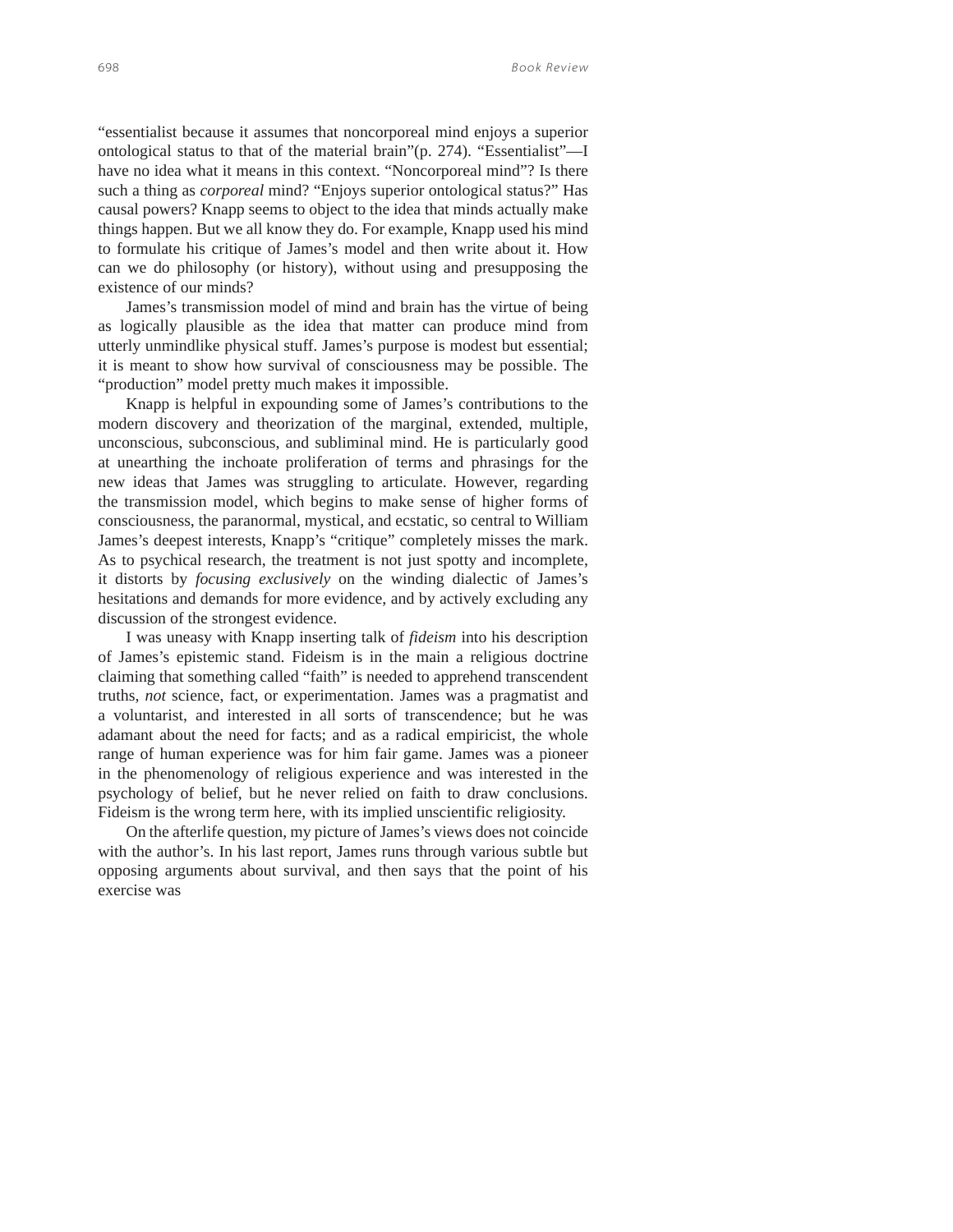"essentialist because it assumes that noncorporeal mind enjoys a superior ontological status to that of the material brain"(p. 274). "Essentialist"—I have no idea what it means in this context. "Noncorporeal mind"? Is there such a thing as *corporeal* mind? "Enjoys superior ontological status?" Has causal powers? Knapp seems to object to the idea that minds actually make things happen. But we all know they do. For example, Knapp used his mind to formulate his critique of James's model and then write about it. How can we do philosophy (or history), without using and presupposing the existence of our minds?

James's transmission model of mind and brain has the virtue of being as logically plausible as the idea that matter can produce mind from utterly unmindlike physical stuff. James's purpose is modest but essential; it is meant to show how survival of consciousness may be possible. The "production" model pretty much makes it impossible.

Knapp is helpful in expounding some of James's contributions to the modern discovery and theorization of the marginal, extended, multiple, unconscious, subconscious, and subliminal mind. He is particularly good at unearthing the inchoate proliferation of terms and phrasings for the new ideas that James was struggling to articulate. However, regarding the transmission model, which begins to make sense of higher forms of consciousness, the paranormal, mystical, and ecstatic, so central to William James's deepest interests, Knapp's "critique" completely misses the mark. As to psychical research, the treatment is not just spotty and incomplete, it distorts by *focusing exclusively* on the winding dialectic of James's hesitations and demands for more evidence, and by actively excluding any discussion of the strongest evidence.

I was uneasy with Knapp inserting talk of *fideism* into his description of James's epistemic stand. Fideism is in the main a religious doctrine claiming that something called "faith" is needed to apprehend transcendent truths, *not* science, fact, or experimentation. James was a pragmatist and a voluntarist, and interested in all sorts of transcendence; but he was adamant about the need for facts; and as a radical empiricist, the whole range of human experience was for him fair game. James was a pioneer in the phenomenology of religious experience and was interested in the psychology of belief, but he never relied on faith to draw conclusions. Fideism is the wrong term here, with its implied unscientific religiosity.

On the afterlife question, my picture of James's views does not coincide with the author's. In his last report, James runs through various subtle but opposing arguments about survival, and then says that the point of his exercise was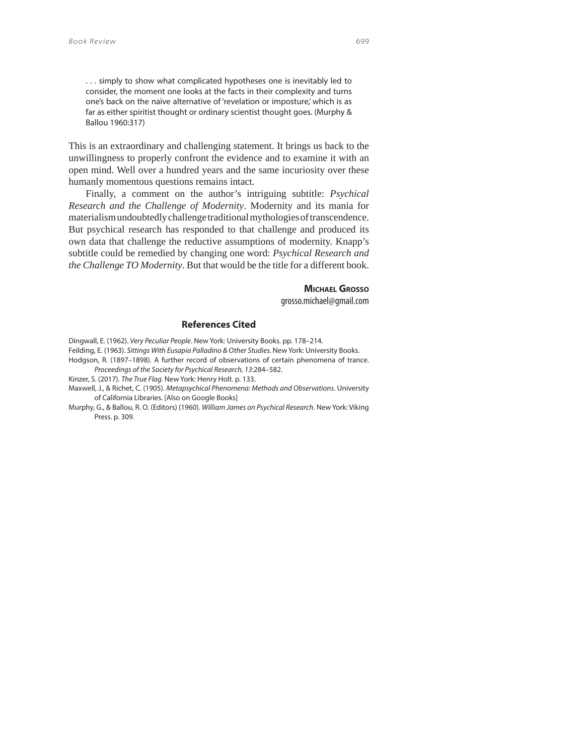> . . . simply to show what complicated hypotheses one is inevitably led to consider, the moment one looks at the facts in their complexity and turns one's back on the naïve alternative of 'revelation or imposture,' which is as far as either spiritist thought or ordinary scientist thought goes. (Murphy & Ballou 1960:317)

This is an extraordinary and challenging statement. It brings us back to the unwillingness to properly confront the evidence and to examine it with an open mind. Well over a hundred years and the same incuriosity over these humanly momentous questions remains intact.

Finally, a comment on the author's intriguing subtitle: *Psychical Research and the Challenge of Modernity*. Modernity and its mania for materialism undoubtedly challenge traditional mythologies of transcendence. But psychical research has responded to that challenge and produced its own data that challenge the reductive assumptions of modernity. Knapp's subtitle could be remedied by changing one word: *Psychical Research and the Challenge TO Modernity*. But that would be the title for a different book.

**Michael Grosso**
grosso.michael@gmail.com

## References Cited

Dingwall, E. (1962). *Very Peculiar People*. New York: University Books. pp. 178–214.

Feilding, E. (1963). *Sittings With Eusapia Palladino & Other Studies*. New York: University Books.

Hodgson, R. (1897–1898). A further record of observations of certain phenomena of trance. *Proceedings of the Society for Psychical Research, 13*:284–582.

Kinzer, S. (2017). *The True Flag*. New York: Henry Holt. p. 133.

Maxwell, J., & Richet, C. (1905). *Metapsychical Phenomena: Methods and Observations*. University of California Libraries. [Also on Google Books]

Murphy, G., & Ballou, R. O. (Editors) (1960). *William James on Psychical Research*. New York: Viking Press. p. 309.